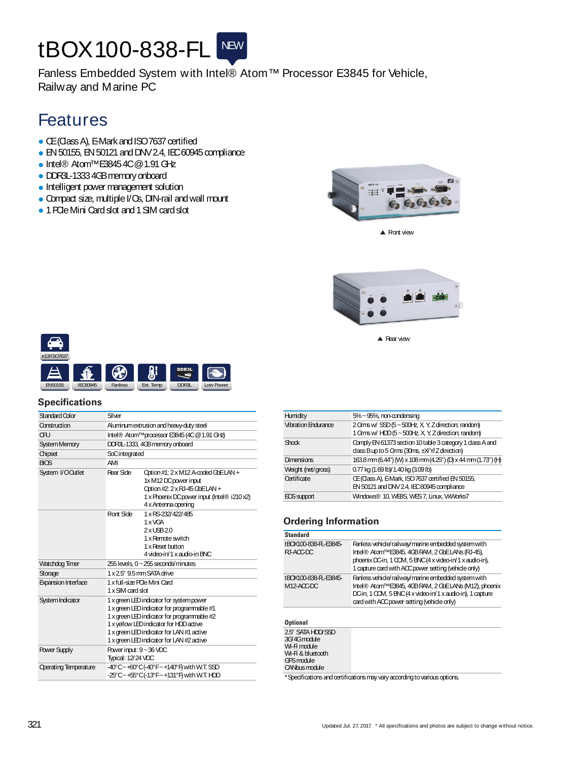# tBOX100-838-FL NEW

Fanless Embedded System with Intel® Atom™ Processor E3845 for Vehicle, Railway and Marine PC

## Features

- CE (Class A), E-Mark and ISO 7637 certified
- EN 50155, EN 50121 and DNV 2.4, IEC 60945 compliance
- Intel® Atom™ E3845 4C @ 1.91 GHz
- DDR3L-1333 4GB memory onboard
- Intelligent power management solution
- Compact size, multiple I/Os, DIN-rail and wall mount
- 1 PCIe Mini Card slot and 1 SIM card slot

▲ Front view

▲ Rear view

e13/ISO7637

EN50155 | IEC60945 | Fanless | Ext. Temp | DDR3L | Low Power

## Specifications

| | | |
|---|---|---|
| Standard Color | Silver | |
| Construction | Aluminum extrusion and heavy-duty steel | |
| CPU | Intel® Atom™ processor E3845 (4C @ 1.91 GHz) | |
| System Memory | DDR3L-1333, 4GB memory onboard | |
| Chipset | SoC integrated | |
| BIOS | AMI | |
| System I/O Outlet | Rear Side | Option #1: 2 x M12 A-coded GbE LAN + 1x M12 DC power input<br>Option #2: 2 x RJ-45 GbE LAN + 1 x Phoenix DC power input (Intel® i210 x2)<br>4 x Antenna opening |
| | Front Side | 1 x RS-232/422/485<br>1 x VGA<br>2 x USB 2.0<br>1 x Remote switch<br>1 x Reset button<br>4 video-in/1 x audio-in BNC |
| Watchdog Timer | 255 levels, 0 ~ 255 seconds/minutes | |
| Storage | 1 x 2.5" 9.5 mm SATA drive | |
| Expansion Interface | 1 x full-size PCIe Mini Card<br>1 x SIM card slot | |
| System Indicator | 1 x green LED indicator for system power<br>1 x green LED indicator for programmable #1<br>1 x green LED indicator for programmable #2<br>1 x yellow LED indicator for HDD active<br>1 x green LED indicator for LAN #1 active<br>1 x green LED indicator for LAN #2 active | |
| Power Supply | Power input: 9 ~ 36 VDC<br>Typical: 12/24 VDC | |
| Operating Temperature | -40°C ~ +60°C (-40°F ~ +140°F) with W.T. SSD<br>-25°C ~ +55°C (-13°F ~ +131°F) with W.T. HDD | |

| | |
|---|---|
| Humidity | 5% ~ 95%, non-condensing |
| Vibration Endurance | 2 Grms w/ SSD (5 ~ 500Hz, X, Y, Z direction; random)<br>1 Grms w/ HDD (5 ~ 500Hz, X, Y, Z direction; random) |
| Shock | Comply EN 61373 section 10 table 3 category 1 class A and class B up to 5 Grms (30ms, ±X/Y/Z direction) |
| Dimensions | 163.8 mm (6.44") (W) x 108 mm (4.25") (D) x 44 mm (1.73") (H) |
| Weight (net/gross) | 0.77 kg (1.69 lb)/ 1.40 kg (3.09 lb) |
| Certificate | CE (Class A), E-Mark, ISO 7637 certified EN 50155, EN 50121 and DNV 2.4, IEC 60945 compliance |
| EOS support | Windows® 10, WE8S, WES 7, Linux, VxWorks7 |

## Ordering Information

**Standard**

| | |
|---|---|
| tBOX100-838-FL-E3845-RJ-ACC-DC | Fanless vehicle/railway/marine embedded system with Intel® Atom™ E3845, 4GB RAM, 2 GbE LANs (RJ-45), phoenix DC-in, 1 COM, 5 BNC (4 x video-in/1 x audio-in), 1 capture card with ACC power setting (vehicle only) |
| tBOX100-838-FL-E3845-M12-ACC-DC | Fanless vehicle/railway/marine embedded system with Intel® Atom™ E3845, 4GB RAM, 2 GbE LANs (M12), phoenix DC-in, 1 COM, 5 BNC (4 x video-in/1 x audio-in), 1 capture card with ACC power setting (vehicle only) |

**Optional**

2.5" SATA HDD/SSD
3G/4G module
Wi-Fi module
Wi-Fi & bluetooth
GPS module
CANbus module

*Specifications and certifications may vary according to various options.

Updated Jul. 27, 2017. * All specifications and photos are subject to change without notice.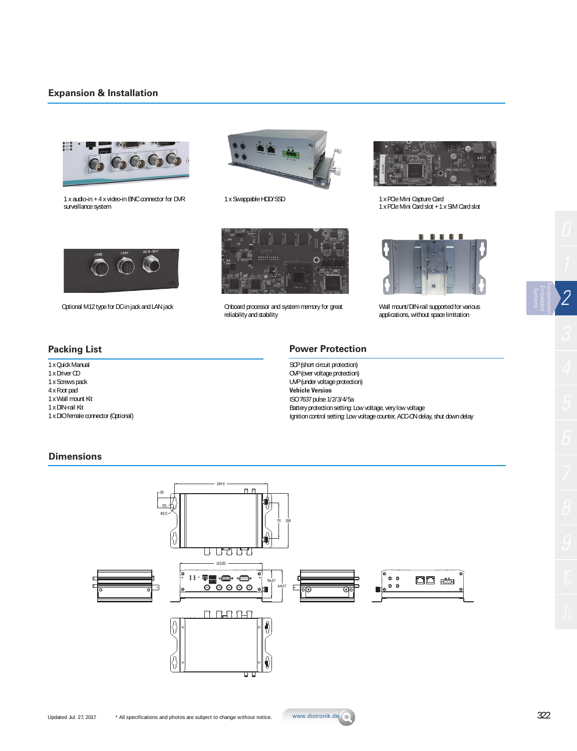## Expansion & Installation

1 x audio-in + 4 x video-in BNC connector for DVR surveillance system

1 x Swappable HDD/SSD

1 x PCIe Mini Capture Card
1 x PCIe Mini Card slot + 1 x SIM Card slot

Optional M12 type for DC-in jack and LAN jack

Onboard processor and system memory for great reliability and stability

Wall mount/DIN-rail supported for various applications, without space limitation

## Packing List

1 x Quick Manual
1 x Driver CD
1 x Screws pack
4 x Foot pad
1 x Wall mount Kit
1 x DIN-rail Kit
1 x DIO female connector (Optional)

## Power Protection

SCP (short circuit protection)
OVP (over voltage protection)
UVP (under voltage protection)

**Vehicle Version**

ISO 7637 pulse 1/2/3/4/5a
Battery protection setting: Low voltage, very low voltage
Ignition control setting: Low voltage counter, ACC-ON delay, shut down delay

## Dimensions

184.4
20
R5
R2.5
70
108
163.81
56.07
64.07

Updated Jul. 27, 2017. * All specifications and photos are subject to change without notice. www.distronik.de